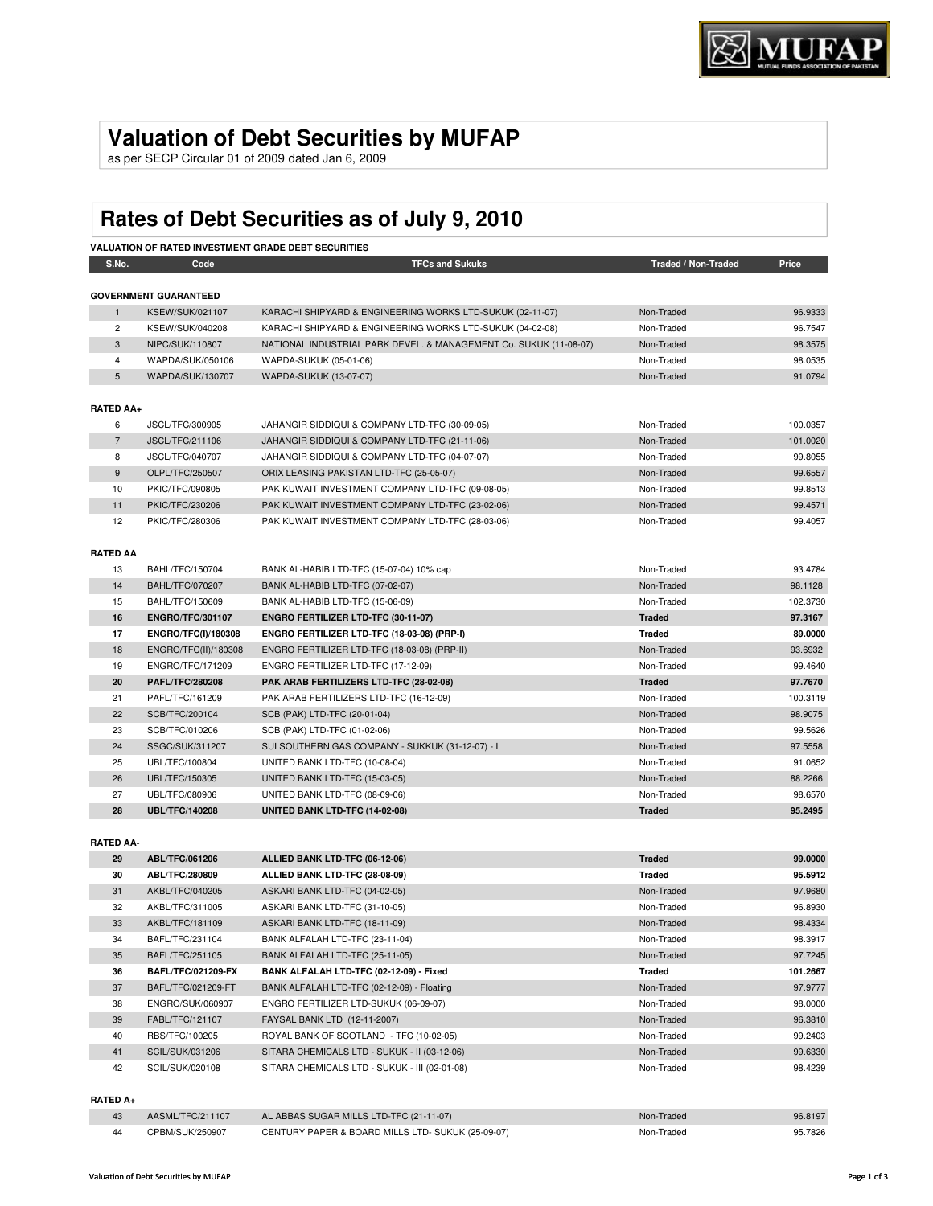# Valuation of Debt Securities by MUFAP

as per SECP Circular 01 of 2009 dated Jan 6, 2009

## Rates of Debt Securities as of July 9, 2010

**VALUATION OF RATED INVESTMENT GRADE DEBT SECURITIES**

| S.No. | Code | TFCs and Sukuks | Traded / Non-Traded | Price |
|---|---|---|---|---|
| **GOVERNMENT GUARANTEED** | | | | |
| 1 | KSEW/SUK/021107 | KARACHI SHIPYARD & ENGINEERING WORKS LTD-SUKUK (02-11-07) | Non-Traded | 96.9333 |
| 2 | KSEW/SUK/040208 | KARACHI SHIPYARD & ENGINEERING WORKS LTD-SUKUK (04-02-08) | Non-Traded | 96.7547 |
| 3 | NIPC/SUK/110807 | NATIONAL INDUSTRIAL PARK DEVEL. & MANAGEMENT Co. SUKUK (11-08-07) | Non-Traded | 98.3575 |
| 4 | WAPDA/SUK/050106 | WAPDA-SUKUK (05-01-06) | Non-Traded | 98.0535 |
| 5 | WAPDA/SUK/130707 | WAPDA-SUKUK (13-07-07) | Non-Traded | 91.0794 |
| **RATED AA+** | | | | |
| 6 | JSCL/TFC/300905 | JAHANGIR SIDDIQUI & COMPANY LTD-TFC (30-09-05) | Non-Traded | 100.0357 |
| 7 | JSCL/TFC/211106 | JAHANGIR SIDDIQUI & COMPANY LTD-TFC (21-11-06) | Non-Traded | 101.0020 |
| 8 | JSCL/TFC/040707 | JAHANGIR SIDDIQUI & COMPANY LTD-TFC (04-07-07) | Non-Traded | 99.8055 |
| 9 | OLPL/TFC/250507 | ORIX LEASING PAKISTAN LTD-TFC (25-05-07) | Non-Traded | 99.6557 |
| 10 | PKIC/TFC/090805 | PAK KUWAIT INVESTMENT COMPANY LTD-TFC (09-08-05) | Non-Traded | 99.8513 |
| 11 | PKIC/TFC/230206 | PAK KUWAIT INVESTMENT COMPANY LTD-TFC (23-02-06) | Non-Traded | 99.4571 |
| 12 | PKIC/TFC/280306 | PAK KUWAIT INVESTMENT COMPANY LTD-TFC (28-03-06) | Non-Traded | 99.4057 |
| **RATED AA** | | | | |
| 13 | BAHL/TFC/150704 | BANK AL-HABIB LTD-TFC (15-07-04) 10% cap | Non-Traded | 93.4784 |
| 14 | BAHL/TFC/070207 | BANK AL-HABIB LTD-TFC (07-02-07) | Non-Traded | 98.1128 |
| 15 | BAHL/TFC/150609 | BANK AL-HABIB LTD-TFC (15-06-09) | Non-Traded | 102.3730 |
| **16** | **ENGRO/TFC/301107** | **ENGRO FERTILIZER LTD-TFC (30-11-07)** | **Traded** | **97.3167** |
| **17** | **ENGRO/TFC(I)/180308** | **ENGRO FERTILIZER LTD-TFC (18-03-08) (PRP-I)** | **Traded** | **89.0000** |
| 18 | ENGRO/TFC(II)/180308 | ENGRO FERTILIZER LTD-TFC (18-03-08) (PRP-II) | Non-Traded | 93.6932 |
| 19 | ENGRO/TFC/171209 | ENGRO FERTILIZER LTD-TFC (17-12-09) | Non-Traded | 99.4640 |
| **20** | **PAFL/TFC/280208** | **PAK ARAB FERTILIZERS LTD-TFC (28-02-08)** | **Traded** | **97.7670** |
| 21 | PAFL/TFC/161209 | PAK ARAB FERTILIZERS LTD-TFC (16-12-09) | Non-Traded | 100.3119 |
| 22 | SCB/TFC/200104 | SCB (PAK) LTD-TFC (20-01-04) | Non-Traded | 98.9075 |
| 23 | SCB/TFC/010206 | SCB (PAK) LTD-TFC (01-02-06) | Non-Traded | 99.5626 |
| 24 | SSGC/SUK/311207 | SUI SOUTHERN GAS COMPANY - SUKKUK (31-12-07) - I | Non-Traded | 97.5558 |
| 25 | UBL/TFC/100804 | UNITED BANK LTD-TFC (10-08-04) | Non-Traded | 91.0652 |
| 26 | UBL/TFC/150305 | UNITED BANK LTD-TFC (15-03-05) | Non-Traded | 88.2266 |
| 27 | UBL/TFC/080906 | UNITED BANK LTD-TFC (08-09-06) | Non-Traded | 98.6570 |
| **28** | **UBL/TFC/140208** | **UNITED BANK LTD-TFC (14-02-08)** | **Traded** | **95.2495** |
| **RATED AA-** | | | | |
| **29** | **ABL/TFC/061206** | **ALLIED BANK LTD-TFC (06-12-06)** | **Traded** | **99.0000** |
| **30** | **ABL/TFC/280809** | **ALLIED BANK LTD-TFC (28-08-09)** | **Traded** | **95.5912** |
| 31 | AKBL/TFC/040205 | ASKARI BANK LTD-TFC (04-02-05) | Non-Traded | 97.9680 |
| 32 | AKBL/TFC/311005 | ASKARI BANK LTD-TFC (31-10-05) | Non-Traded | 96.8930 |
| 33 | AKBL/TFC/181109 | ASKARI BANK LTD-TFC (18-11-09) | Non-Traded | 98.4334 |
| 34 | BAFL/TFC/231104 | BANK ALFALAH LTD-TFC (23-11-04) | Non-Traded | 98.3917 |
| 35 | BAFL/TFC/251105 | BANK ALFALAH LTD-TFC (25-11-05) | Non-Traded | 97.7245 |
| **36** | **BAFL/TFC/021209-FX** | **BANK ALFALAH LTD-TFC (02-12-09) - Fixed** | **Traded** | **101.2667** |
| 37 | BAFL/TFC/021209-FT | BANK ALFALAH LTD-TFC (02-12-09) - Floating | Non-Traded | 97.9777 |
| 38 | ENGRO/SUK/060907 | ENGRO FERTILIZER LTD-SUKUK (06-09-07) | Non-Traded | 98.0000 |
| 39 | FABL/TFC/121107 | FAYSAL BANK LTD (12-11-2007) | Non-Traded | 96.3810 |
| 40 | RBS/TFC/100205 | ROYAL BANK OF SCOTLAND - TFC (10-02-05) | Non-Traded | 99.2403 |
| 41 | SCIL/SUK/031206 | SITARA CHEMICALS LTD - SUKUK - II (03-12-06) | Non-Traded | 99.6330 |
| 42 | SCIL/SUK/020108 | SITARA CHEMICALS LTD - SUKUK - III (02-01-08) | Non-Traded | 98.4239 |
| **RATED A+** | | | | |
| 43 | AASML/TFC/211107 | AL ABBAS SUGAR MILLS LTD-TFC (21-11-07) | Non-Traded | 96.8197 |
| 44 | CPBM/SUK/250907 | CENTURY PAPER & BOARD MILLS LTD- SUKUK (25-09-07) | Non-Traded | 95.7826 |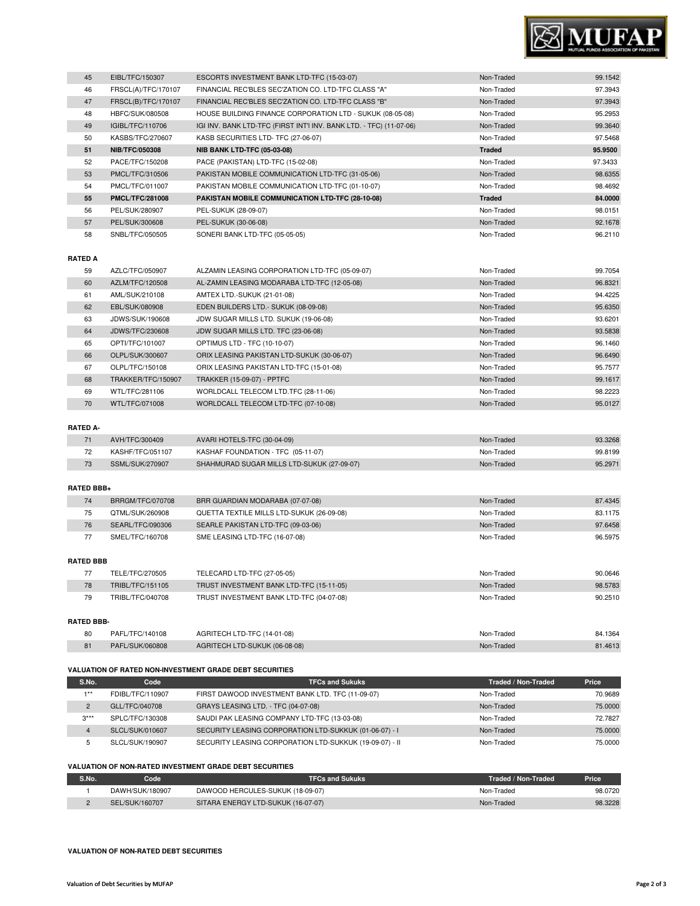| | | | | |
|---|---|---|---|---|
| 45 | EIBL/TFC/150307 | ESCORTS INVESTMENT BANK LTD-TFC (15-03-07) | Non-Traded | 99.1542 |
| 46 | FRSCL(A)/TFC/170107 | FINANCIAL REC'BLES SEC'ZATION CO. LTD-TFC CLASS "A" | Non-Traded | 97.3943 |
| 47 | FRSCL(B)/TFC/170107 | FINANCIAL REC'BLES SEC'ZATION CO. LTD-TFC CLASS "B" | Non-Traded | 97.3943 |
| 48 | HBFC/SUK/080508 | HOUSE BUILDING FINANCE CORPORATION LTD - SUKUK (08-05-08) | Non-Traded | 95.2953 |
| 49 | IGIBL/TFC/110706 | IGI INV. BANK LTD-TFC (FIRST INT'I INV. BANK LTD. - TFC) (11-07-06) | Non-Traded | 99.3640 |
| 50 | KASBS/TFC/270607 | KASB SECURITIES LTD- TFC (27-06-07) | Non-Traded | 97.5468 |
| **51** | **NIB/TFC/050308** | **NIB BANK LTD-TFC (05-03-08)** | **Traded** | **95.9500** |
| 52 | PACE/TFC/150208 | PACE (PAKISTAN) LTD-TFC (15-02-08) | Non-Traded | 97.3433 |
| 53 | PMCL/TFC/310506 | PAKISTAN MOBILE COMMUNICATION LTD-TFC (31-05-06) | Non-Traded | 98.6355 |
| 54 | PMCL/TFC/011007 | PAKISTAN MOBILE COMMUNICATION LTD-TFC (01-10-07) | Non-Traded | 98.4692 |
| **55** | **PMCL/TFC/281008** | **PAKISTAN MOBILE COMMUNICATION LTD-TFC (28-10-08)** | **Traded** | **84.0000** |
| 56 | PEL/SUK/280907 | PEL-SUKUK (28-09-07) | Non-Traded | 98.0151 |
| 57 | PEL/SUK/300608 | PEL-SUKUK (30-06-08) | Non-Traded | 92.1678 |
| 58 | SNBL/TFC/050505 | SONERI BANK LTD-TFC (05-05-05) | Non-Traded | 96.2110 |

**RATED A**

| | | | | |
|---|---|---|---|---|
| 59 | AZLC/TFC/050907 | ALZAMIN LEASING CORPORATION LTD-TFC (05-09-07) | Non-Traded | 99.7054 |
| 60 | AZLM/TFC/120508 | AL-ZAMIN LEASING MODARABA LTD-TFC (12-05-08) | Non-Traded | 96.8321 |
| 61 | AML/SUK/210108 | AMTEX LTD.-SUKUK (21-01-08) | Non-Traded | 94.4225 |
| 62 | EBL/SUK/080908 | EDEN BUILDERS LTD.- SUKUK (08-09-08) | Non-Traded | 95.6350 |
| 63 | JDWS/SUK/190608 | JDW SUGAR MILLS LTD. SUKUK (19-06-08) | Non-Traded | 93.6201 |
| 64 | JDWS/TFC/230608 | JDW SUGAR MILLS LTD. TFC (23-06-08) | Non-Traded | 93.5838 |
| 65 | OPTI/TFC/101007 | OPTIMUS LTD - TFC (10-10-07) | Non-Traded | 96.1460 |
| 66 | OLPL/SUK/300607 | ORIX LEASING PAKISTAN LTD-SUKUK (30-06-07) | Non-Traded | 96.6490 |
| 67 | OLPL/TFC/150108 | ORIX LEASING PAKISTAN LTD-TFC (15-01-08) | Non-Traded | 95.7577 |
| 68 | TRAKKER/TFC/150907 | TRAKKER (15-09-07) - PPTFC | Non-Traded | 99.1617 |
| 69 | WTL/TFC/281106 | WORLDCALL TELECOM LTD.TFC (28-11-06) | Non-Traded | 98.2223 |
| 70 | WTL/TFC/071008 | WORLDCALL TELECOM LTD-TFC (07-10-08) | Non-Traded | 95.0127 |

**RATED A-**

| | | | | |
|---|---|---|---|---|
| 71 | AVH/TFC/300409 | AVARI HOTELS-TFC (30-04-09) | Non-Traded | 93.3268 |
| 72 | KASHF/TFC/051107 | KASHAF FOUNDATION - TFC (05-11-07) | Non-Traded | 99.8199 |
| 73 | SSML/SUK/270907 | SHAHMURAD SUGAR MILLS LTD-SUKUK (27-09-07) | Non-Traded | 95.2971 |

**RATED BBB+**

| | | | | |
|---|---|---|---|---|
| 74 | BRRGM/TFC/070708 | BRR GUARDIAN MODARABA (07-07-08) | Non-Traded | 87.4345 |
| 75 | QTML/SUK/260908 | QUETTA TEXTILE MILLS LTD-SUKUK (26-09-08) | Non-Traded | 83.1175 |
| 76 | SEARL/TFC/090306 | SEARLE PAKISTAN LTD-TFC (09-03-06) | Non-Traded | 97.6458 |
| 77 | SMEL/TFC/160708 | SME LEASING LTD-TFC (16-07-08) | Non-Traded | 96.5975 |

**RATED BBB**

| | | | | |
|---|---|---|---|---|
| 77 | TELE/TFC/270505 | TELECARD LTD-TFC (27-05-05) | Non-Traded | 90.0646 |
| 78 | TRIBL/TFC/151105 | TRUST INVESTMENT BANK LTD-TFC (15-11-05) | Non-Traded | 98.5783 |
| 79 | TRIBL/TFC/040708 | TRUST INVESTMENT BANK LTD-TFC (04-07-08) | Non-Traded | 90.2510 |

**RATED BBB-**

| | | | | |
|---|---|---|---|---|
| 80 | PAFL/TFC/140108 | AGRITECH LTD-TFC (14-01-08) | Non-Traded | 84.1364 |
| 81 | PAFL/SUK/060808 | AGRITECH LTD-SUKUK (06-08-08) | Non-Traded | 81.4613 |

**VALUATION OF RATED NON-INVESTMENT GRADE DEBT SECURITIES**

| S.No. | Code | TFCs and Sukuks | Traded / Non-Traded | Price |
|---|---|---|---|---|
| 1** | FDIBL/TFC/110907 | FIRST DAWOOD INVESTMENT BANK LTD. TFC (11-09-07) | Non-Traded | 70.9689 |
| 2 | GLL/TFC/040708 | GRAYS LEASING LTD. - TFC (04-07-08) | Non-Traded | 75.0000 |
| 3*** | SPLC/TFC/130308 | SAUDI PAK LEASING COMPANY LTD-TFC (13-03-08) | Non-Traded | 72.7827 |
| 4 | SLCL/SUK/010607 | SECURITY LEASING CORPORATION LTD-SUKKUK (01-06-07) - I | Non-Traded | 75.0000 |
| 5 | SLCL/SUK/190907 | SECURITY LEASING CORPORATION LTD-SUKKUK (19-09-07) - II | Non-Traded | 75.0000 |

**VALUATION OF NON-RATED INVESTMENT GRADE DEBT SECURITIES**

| S.No. | Code | TFCs and Sukuks | Traded / Non-Traded | Price |
|---|---|---|---|---|
| 1 | DAWH/SUK/180907 | DAWOOD HERCULES-SUKUK (18-09-07) | Non-Traded | 98.0720 |
| 2 | SEL/SUK/160707 | SITARA ENERGY LTD-SUKUK (16-07-07) | Non-Traded | 98.3228 |

**VALUATION OF NON-RATED DEBT SECURITIES**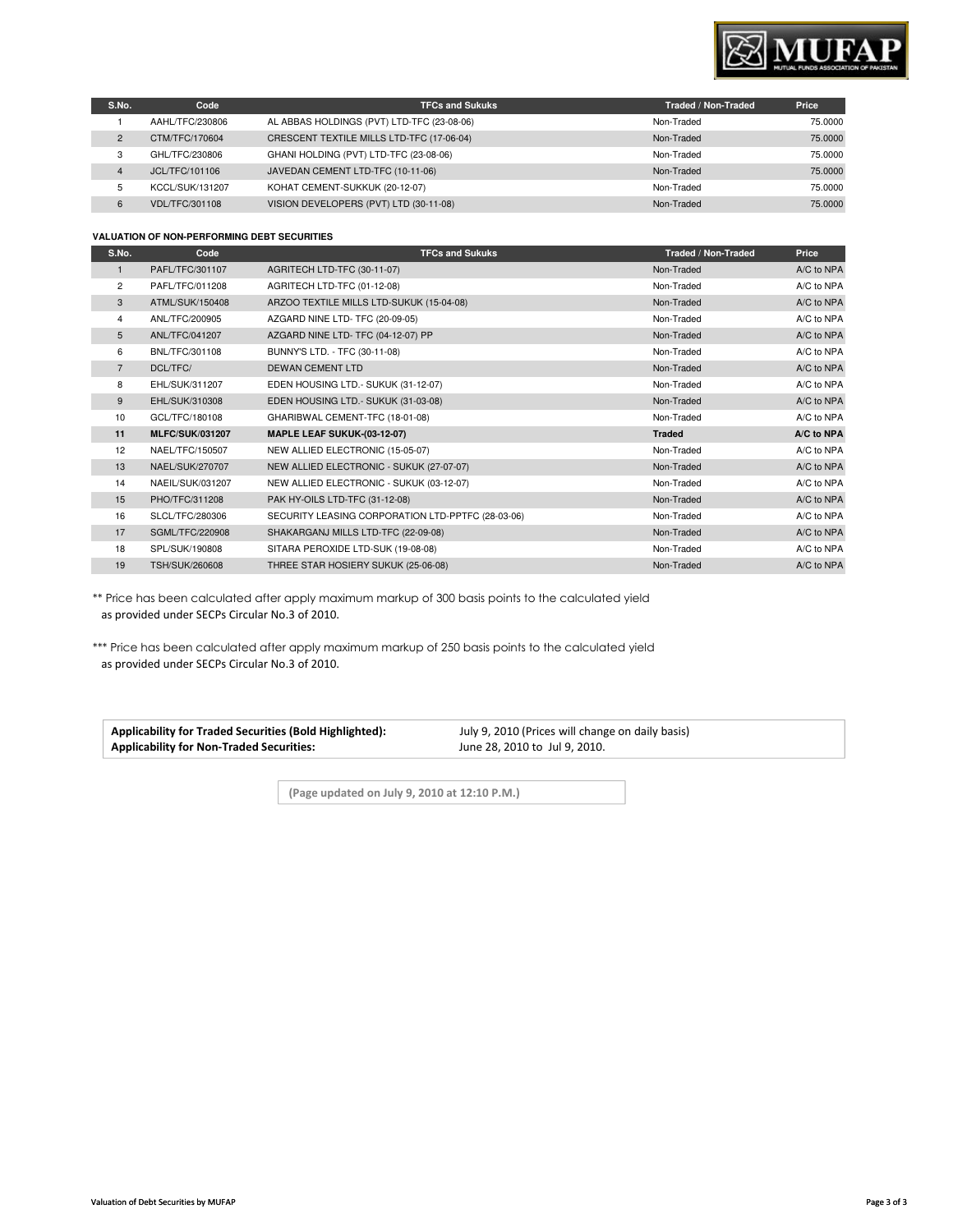| S.No. | Code | TFCs and Sukuks | Traded / Non-Traded | Price |
|---|---|---|---|---|
| 1 | AAHL/TFC/230806 | AL ABBAS HOLDINGS (PVT) LTD-TFC (23-08-06) | Non-Traded | 75.0000 |
| 2 | CTM/TFC/170604 | CRESCENT TEXTILE MILLS LTD-TFC (17-06-04) | Non-Traded | 75.0000 |
| 3 | GHL/TFC/230806 | GHANI HOLDING (PVT) LTD-TFC (23-08-06) | Non-Traded | 75.0000 |
| 4 | JCL/TFC/101106 | JAVEDAN CEMENT LTD-TFC (10-11-06) | Non-Traded | 75.0000 |
| 5 | KCCL/SUK/131207 | KOHAT CEMENT-SUKKUK (20-12-07) | Non-Traded | 75.0000 |
| 6 | VDL/TFC/301108 | VISION DEVELOPERS (PVT) LTD (30-11-08) | Non-Traded | 75.0000 |

**VALUATION OF NON-PERFORMING DEBT SECURITIES**

| S.No. | Code | TFCs and Sukuks | Traded / Non-Traded | Price |
|---|---|---|---|---|
| 1 | PAFL/TFC/301107 | AGRITECH LTD-TFC (30-11-07) | Non-Traded | A/C to NPA |
| 2 | PAFL/TFC/011208 | AGRITECH LTD-TFC (01-12-08) | Non-Traded | A/C to NPA |
| 3 | ATML/SUK/150408 | ARZOO TEXTILE MILLS LTD-SUKUK (15-04-08) | Non-Traded | A/C to NPA |
| 4 | ANL/TFC/200905 | AZGARD NINE LTD- TFC (20-09-05) | Non-Traded | A/C to NPA |
| 5 | ANL/TFC/041207 | AZGARD NINE LTD- TFC (04-12-07) PP | Non-Traded | A/C to NPA |
| 6 | BNL/TFC/301108 | BUNNY'S LTD. - TFC (30-11-08) | Non-Traded | A/C to NPA |
| 7 | DCL/TFC/ | DEWAN CEMENT LTD | Non-Traded | A/C to NPA |
| 8 | EHL/SUK/311207 | EDEN HOUSING LTD.- SUKUK (31-12-07) | Non-Traded | A/C to NPA |
| 9 | EHL/SUK/310308 | EDEN HOUSING LTD.- SUKUK (31-03-08) | Non-Traded | A/C to NPA |
| 10 | GCL/TFC/180108 | GHARIBWAL CEMENT-TFC (18-01-08) | Non-Traded | A/C to NPA |
| **11** | **MLFC/SUK/031207** | **MAPLE LEAF SUKUK-(03-12-07)** | **Traded** | **A/C to NPA** |
| 12 | NAEL/TFC/150507 | NEW ALLIED ELECTRONIC (15-05-07) | Non-Traded | A/C to NPA |
| 13 | NAEL/SUK/270707 | NEW ALLIED ELECTRONIC - SUKUK (27-07-07) | Non-Traded | A/C to NPA |
| 14 | NAEIL/SUK/031207 | NEW ALLIED ELECTRONIC - SUKUK (03-12-07) | Non-Traded | A/C to NPA |
| 15 | PHO/TFC/311208 | PAK HY-OILS LTD-TFC (31-12-08) | Non-Traded | A/C to NPA |
| 16 | SLCL/TFC/280306 | SECURITY LEASING CORPORATION LTD-PPTFC (28-03-06) | Non-Traded | A/C to NPA |
| 17 | SGML/TFC/220908 | SHAKARGANJ MILLS LTD-TFC (22-09-08) | Non-Traded | A/C to NPA |
| 18 | SPL/SUK/190808 | SITARA PEROXIDE LTD-SUK (19-08-08) | Non-Traded | A/C to NPA |
| 19 | TSH/SUK/260608 | THREE STAR HOSIERY SUKUK (25-06-08) | Non-Traded | A/C to NPA |

** Price has been calculated after apply maximum markup of 300 basis points to the calculated yield as provided under SECPs Circular No.3 of 2010.

*** Price has been calculated after apply maximum markup of 250 basis points to the calculated yield as provided under SECPs Circular No.3 of 2010.

| | |
|---|---|
| **Applicability for Traded Securities (Bold Highlighted):** | July 9, 2010 (Prices will change on daily basis) |
| **Applicability for Non-Traded Securities:** | June 28, 2010 to Jul 9, 2010. |

**(Page updated on July 9, 2010 at 12:10 P.M.)**